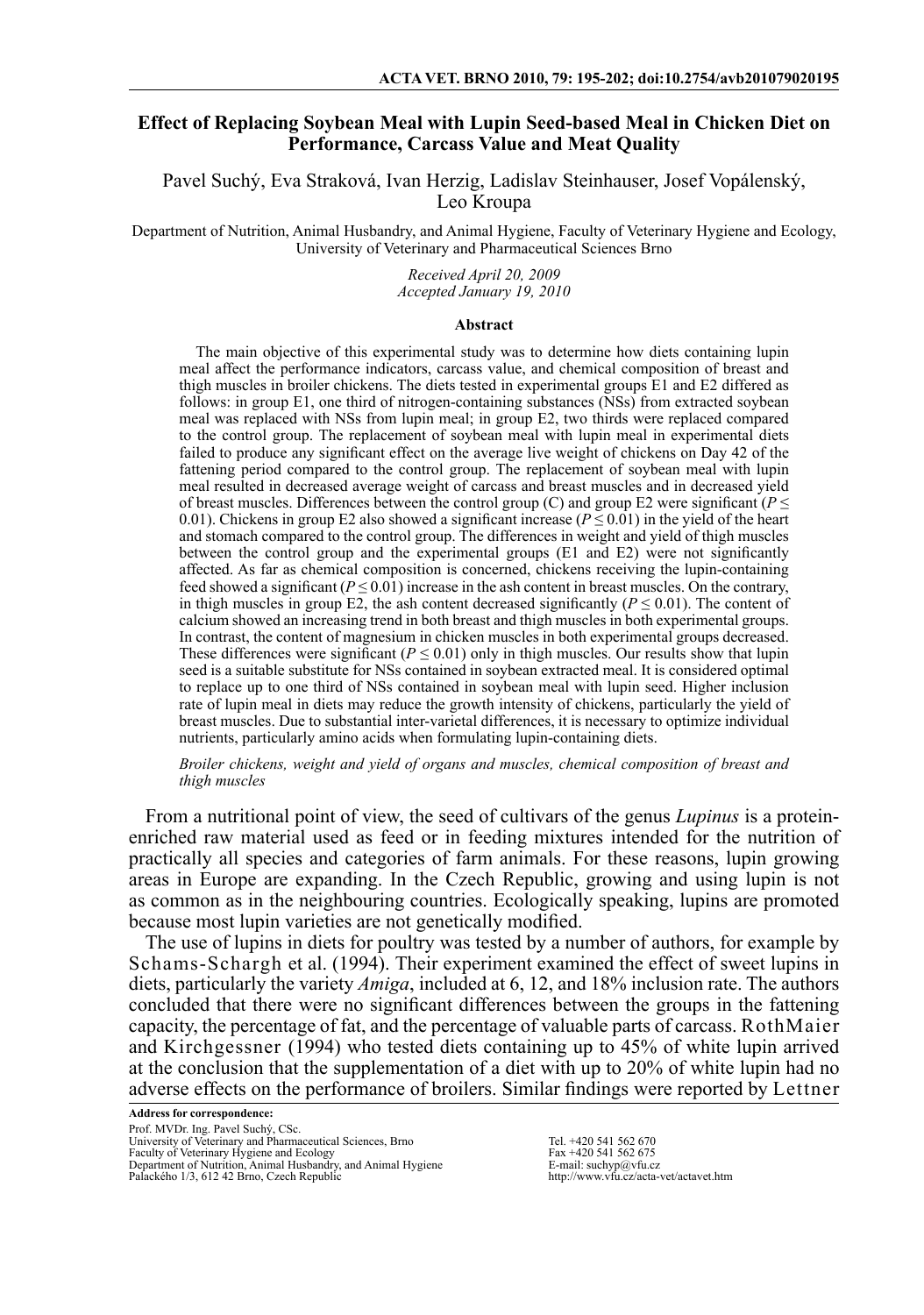# Effect of Replacing Soybean Meal with Lupin Seed-based Meal in Chicken Diet on Performance, Carcass Value and Meat Quality

Pavel Suchý, Eva Straková, Ivan Herzig, Ladislav Steinhauser, Josef Vopálenský, Leo Kroupa

Department of Nutrition, Animal Husbandry, and Animal Hygiene, Faculty of Veterinary Hygiene and Ecology, University of Veterinary and Pharmaceutical Sciences Brno

*Received April 20, 2009*
*Accepted January 19, 2010*

### Abstract

The main objective of this experimental study was to determine how diets containing lupin meal affect the performance indicators, carcass value, and chemical composition of breast and thigh muscles in broiler chickens. The diets tested in experimental groups E1 and E2 differed as follows: in group E1, one third of nitrogen-containing substances (NSs) from extracted soybean meal was replaced with NSs from lupin meal; in group E2, two thirds were replaced compared to the control group. The replacement of soybean meal with lupin meal in experimental diets failed to produce any significant effect on the average live weight of chickens on Day 42 of the fattening period compared to the control group. The replacement of soybean meal with lupin meal resulted in decreased average weight of carcass and breast muscles and in decreased yield of breast muscles. Differences between the control group (C) and group E2 were significant ($P \leq 0.01$). Chickens in group E2 also showed a significant increase ($P \leq 0.01$) in the yield of the heart and stomach compared to the control group. The differences in weight and yield of thigh muscles between the control group and the experimental groups (E1 and E2) were not significantly affected. As far as chemical composition is concerned, chickens receiving the lupin-containing feed showed a significant ($P \leq 0.01$) increase in the ash content in breast muscles. On the contrary, in thigh muscles in group E2, the ash content decreased significantly ($P \leq 0.01$). The content of calcium showed an increasing trend in both breast and thigh muscles in both experimental groups. In contrast, the content of magnesium in chicken muscles in both experimental groups decreased. These differences were significant ($P \leq 0.01$) only in thigh muscles. Our results show that lupin seed is a suitable substitute for NSs contained in soybean extracted meal. It is considered optimal to replace up to one third of NSs contained in soybean meal with lupin seed. Higher inclusion rate of lupin meal in diets may reduce the growth intensity of chickens, particularly the yield of breast muscles. Due to substantial inter-varietal differences, it is necessary to optimize individual nutrients, particularly amino acids when formulating lupin-containing diets.

*Broiler chickens, weight and yield of organs and muscles, chemical composition of breast and thigh muscles*

From a nutritional point of view, the seed of cultivars of the genus *Lupinus* is a protein-enriched raw material used as feed or in feeding mixtures intended for the nutrition of practically all species and categories of farm animals. For these reasons, lupin growing areas in Europe are expanding. In the Czech Republic, growing and using lupin is not as common as in the neighbouring countries. Ecologically speaking, lupins are promoted because most lupin varieties are not genetically modified.

The use of lupins in diets for poultry was tested by a number of authors, for example by Schams-Schargh et al. (1994). Their experiment examined the effect of sweet lupins in diets, particularly the variety *Amiga*, included at 6, 12, and 18% inclusion rate. The authors concluded that there were no significant differences between the groups in the fattening capacity, the percentage of fat, and the percentage of valuable parts of carcass. RothMaier and Kirchgessner (1994) who tested diets containing up to 45% of white lupin arrived at the conclusion that the supplementation of a diet with up to 20% of white lupin had no adverse effects on the performance of broilers. Similar findings were reported by Lettner

**Address for correspondence:**
Prof. MVDr. Ing. Pavel Suchý, CSc.
University of Veterinary and Pharmaceutical Sciences, Brno
Faculty of Veterinary Hygiene and Ecology
Department of Nutrition, Animal Husbandry, and Animal Hygiene
Palackého 1/3, 612 42 Brno, Czech Republic

Tel. +420 541 562 670
Fax +420 541 562 675
E-mail: suchyp@vfu.cz
http://www.vfu.cz/acta-vet/actavet.htm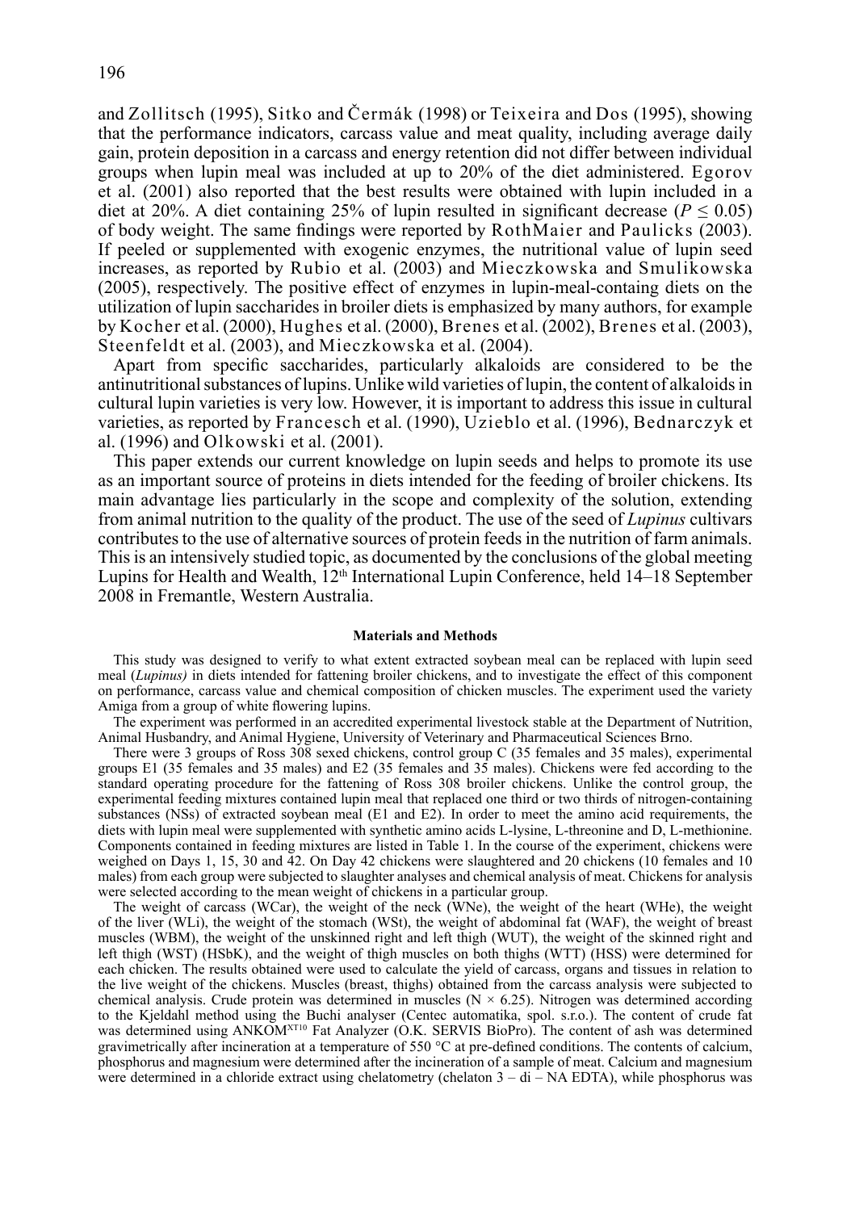and Zollitsch (1995), Sitko and Čermák (1998) or Teixeira and Dos (1995), showing that the performance indicators, carcass value and meat quality, including average daily gain, protein deposition in a carcass and energy retention did not differ between individual groups when lupin meal was included at up to 20% of the diet administered. Egorov et al. (2001) also reported that the best results were obtained with lupin included in a diet at 20%. A diet containing 25% of lupin resulted in significant decrease ($P \leq 0.05$) of body weight. The same findings were reported by RothMaier and Paulicks (2003). If peeled or supplemented with exogenic enzymes, the nutritional value of lupin seed increases, as reported by Rubio et al. (2003) and Mieczkowska and Smulikowska (2005), respectively. The positive effect of enzymes in lupin-meal-containg diets on the utilization of lupin saccharides in broiler diets is emphasized by many authors, for example by Kocher et al. (2000), Hughes et al. (2000), Brenes et al. (2002), Brenes et al. (2003), Steenfeldt et al. (2003), and Mieczkowska et al. (2004).

Apart from specific saccharides, particularly alkaloids are considered to be the antinutritional substances of lupins. Unlike wild varieties of lupin, the content of alkaloids in cultural lupin varieties is very low. However, it is important to address this issue in cultural varieties, as reported by Francesch et al. (1990), Uzieblo et al. (1996), Bednarczyk et al. (1996) and Olkowski et al. (2001).

This paper extends our current knowledge on lupin seeds and helps to promote its use as an important source of proteins in diets intended for the feeding of broiler chickens. Its main advantage lies particularly in the scope and complexity of the solution, extending from animal nutrition to the quality of the product. The use of the seed of *Lupinus* cultivars contributes to the use of alternative sources of protein feeds in the nutrition of farm animals. This is an intensively studied topic, as documented by the conclusions of the global meeting Lupins for Health and Wealth, 12th International Lupin Conference, held 14–18 September 2008 in Fremantle, Western Australia.

## Materials and Methods

This study was designed to verify to what extent extracted soybean meal can be replaced with lupin seed meal (*Lupinus)* in diets intended for fattening broiler chickens, and to investigate the effect of this component on performance, carcass value and chemical composition of chicken muscles. The experiment used the variety Amiga from a group of white flowering lupins.

The experiment was performed in an accredited experimental livestock stable at the Department of Nutrition, Animal Husbandry, and Animal Hygiene, University of Veterinary and Pharmaceutical Sciences Brno.

There were 3 groups of Ross 308 sexed chickens, control group C (35 females and 35 males), experimental groups E1 (35 females and 35 males) and E2 (35 females and 35 males). Chickens were fed according to the standard operating procedure for the fattening of Ross 308 broiler chickens. Unlike the control group, the experimental feeding mixtures contained lupin meal that replaced one third or two thirds of nitrogen-containing substances (NSs) of extracted soybean meal (E1 and E2). In order to meet the amino acid requirements, the diets with lupin meal were supplemented with synthetic amino acids L-lysine, L-threonine and D, L-methionine. Components contained in feeding mixtures are listed in Table 1. In the course of the experiment, chickens were weighed on Days 1, 15, 30 and 42. On Day 42 chickens were slaughtered and 20 chickens (10 females and 10 males) from each group were subjected to slaughter analyses and chemical analysis of meat. Chickens for analysis were selected according to the mean weight of chickens in a particular group.

The weight of carcass (WCar), the weight of the neck (WNe), the weight of the heart (WHe), the weight of the liver (WLi), the weight of the stomach (WSt), the weight of abdominal fat (WAF), the weight of breast muscles (WBM), the weight of the unskinned right and left thigh (WUT), the weight of the skinned right and left thigh (WST) (HSbK), and the weight of thigh muscles on both thighs (WTT) (HSS) were determined for each chicken. The results obtained were used to calculate the yield of carcass, organs and tissues in relation to the live weight of the chickens. Muscles (breast, thighs) obtained from the carcass analysis were subjected to chemical analysis. Crude protein was determined in muscles ($N \times 6.25$). Nitrogen was determined according to the Kjeldahl method using the Buchi analyser (Centec automatika, spol. s.r.o.). The content of crude fat was determined using ANKOM[XT10] Fat Analyzer (O.K. SERVIS BioPro). The content of ash was determined gravimetrically after incineration at a temperature of 550 °C at pre-defined conditions. The contents of calcium, phosphorus and magnesium were determined after the incineration of a sample of meat. Calcium and magnesium were determined in a chloride extract using chelatometry (chelaton 3 – di – NA EDTA), while phosphorus was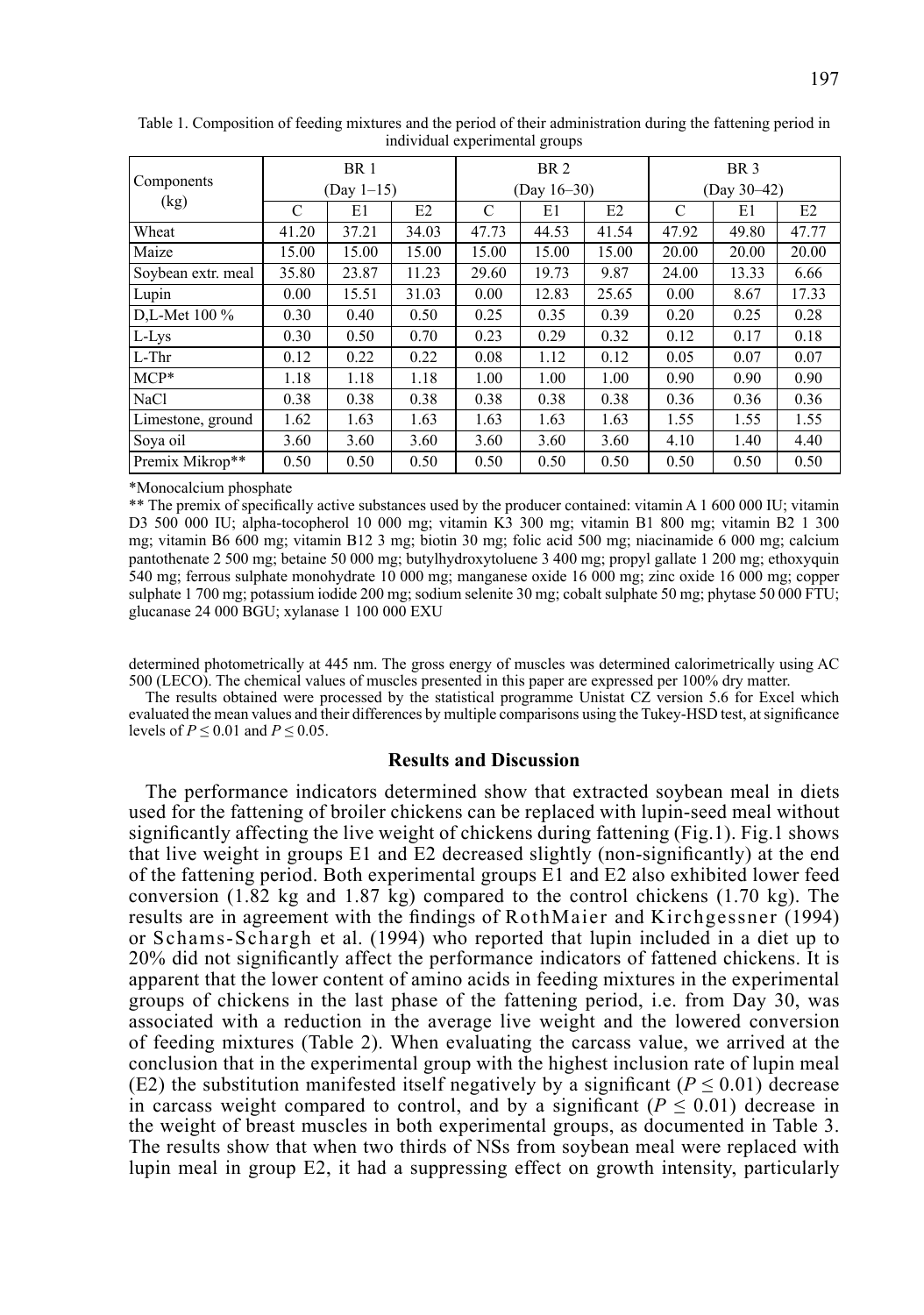Table 1. Composition of feeding mixtures and the period of their administration during the fattening period in individual experimental groups

| Components (kg) | BR 1 (Day 1–15) | | | BR 2 (Day 16–30) | | | BR 3 (Day 30–42) | | |
|---|---|---|---|---|---|---|---|---|---|
| | C | E1 | E2 | C | E1 | E2 | C | E1 | E2 |
| Wheat | 41.20 | 37.21 | 34.03 | 47.73 | 44.53 | 41.54 | 47.92 | 49.80 | 47.77 |
| Maize | 15.00 | 15.00 | 15.00 | 15.00 | 15.00 | 15.00 | 20.00 | 20.00 | 20.00 |
| Soybean extr. meal | 35.80 | 23.87 | 11.23 | 29.60 | 19.73 | 9.87 | 24.00 | 13.33 | 6.66 |
| Lupin | 0.00 | 15.51 | 31.03 | 0.00 | 12.83 | 25.65 | 0.00 | 8.67 | 17.33 |
| D,L-Met 100 % | 0.30 | 0.40 | 0.50 | 0.25 | 0.35 | 0.39 | 0.20 | 0.25 | 0.28 |
| L-Lys | 0.30 | 0.50 | 0.70 | 0.23 | 0.29 | 0.32 | 0.12 | 0.17 | 0.18 |
| L-Thr | 0.12 | 0.22 | 0.22 | 0.08 | 1.12 | 0.12 | 0.05 | 0.07 | 0.07 |
| MCP* | 1.18 | 1.18 | 1.18 | 1.00 | 1.00 | 1.00 | 0.90 | 0.90 | 0.90 |
| NaCl | 0.38 | 0.38 | 0.38 | 0.38 | 0.38 | 0.38 | 0.36 | 0.36 | 0.36 |
| Limestone, ground | 1.62 | 1.63 | 1.63 | 1.63 | 1.63 | 1.63 | 1.55 | 1.55 | 1.55 |
| Soya oil | 3.60 | 3.60 | 3.60 | 3.60 | 3.60 | 3.60 | 4.10 | 1.40 | 4.40 |
| Premix Mikrop** | 0.50 | 0.50 | 0.50 | 0.50 | 0.50 | 0.50 | 0.50 | 0.50 | 0.50 |

*Monocalcium phosphate

** The premix of specifically active substances used by the producer contained: vitamin A 1 600 000 IU; vitamin D3 500 000 IU; alpha-tocopherol 10 000 mg; vitamin K3 300 mg; vitamin B1 800 mg; vitamin B2 1 300 mg; vitamin B6 600 mg; vitamin B12 3 mg; biotin 30 mg; folic acid 500 mg; niacinamide 6 000 mg; calcium pantothenate 2 500 mg; betaine 50 000 mg; butylhydroxytoluene 3 400 mg; propyl gallate 1 200 mg; ethoxyquin 540 mg; ferrous sulphate monohydrate 10 000 mg; manganese oxide 16 000 mg; zinc oxide 16 000 mg; copper sulphate 1 700 mg; potassium iodide 200 mg; sodium selenite 30 mg; cobalt sulphate 50 mg; phytase 50 000 FTU; glucanase 24 000 BGU; xylanase 1 100 000 EXU

determined photometrically at 445 nm. The gross energy of muscles was determined calorimetrically using AC 500 (LECO). The chemical values of muscles presented in this paper are expressed per 100% dry matter.

The results obtained were processed by the statistical programme Unistat CZ version 5.6 for Excel which evaluated the mean values and their differences by multiple comparisons using the Tukey-HSD test, at significance levels of $P \leq 0.01$ and $P \leq 0.05$.

## Results and Discussion

The performance indicators determined show that extracted soybean meal in diets used for the fattening of broiler chickens can be replaced with lupin-seed meal without significantly affecting the live weight of chickens during fattening (Fig.1). Fig.1 shows that live weight in groups E1 and E2 decreased slightly (non-significantly) at the end of the fattening period. Both experimental groups E1 and E2 also exhibited lower feed conversion (1.82 kg and 1.87 kg) compared to the control chickens (1.70 kg). The results are in agreement with the findings of RothMaier and Kirchgessner (1994) or Schams-Schargh et al. (1994) who reported that lupin included in a diet up to 20% did not significantly affect the performance indicators of fattened chickens. It is apparent that the lower content of amino acids in feeding mixtures in the experimental groups of chickens in the last phase of the fattening period, i.e. from Day 30, was associated with a reduction in the average live weight and the lowered conversion of feeding mixtures (Table 2). When evaluating the carcass value, we arrived at the conclusion that in the experimental group with the highest inclusion rate of lupin meal (E2) the substitution manifested itself negatively by a significant ($P \leq 0.01$) decrease in carcass weight compared to control, and by a significant ($P \leq 0.01$) decrease in the weight of breast muscles in both experimental groups, as documented in Table 3. The results show that when two thirds of NSs from soybean meal were replaced with lupin meal in group E2, it had a suppressing effect on growth intensity, particularly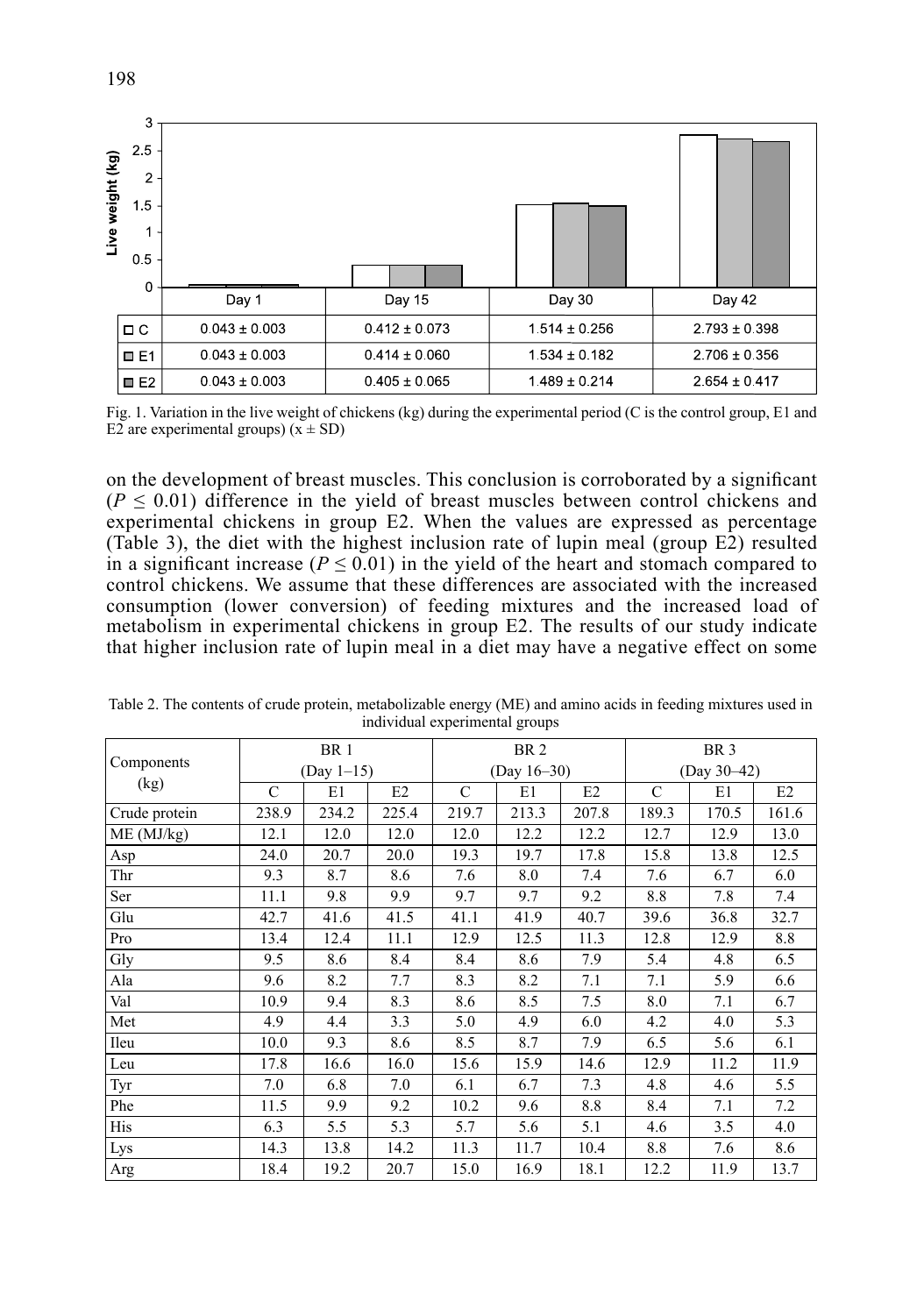| | Day 1 | Day 15 | Day 30 | Day 42 |
|---|---|---|---|---|
| C | 0.043 ± 0.003 | 0.412 ± 0.073 | 1.514 ± 0.256 | 2.793 ± 0.398 |
| E1 | 0.043 ± 0.003 | 0.414 ± 0.060 | 1.534 ± 0.182 | 2.706 ± 0.356 |
| E2 | 0.043 ± 0.003 | 0.405 ± 0.065 | 1.489 ± 0.214 | 2.654 ± 0.417 |

Fig. 1. Variation in the live weight of chickens (kg) during the experimental period (C is the control group, E1 and E2 are experimental groups) ($x \pm SD$)

on the development of breast muscles. This conclusion is corroborated by a significant ($P \leq 0.01$) difference in the yield of breast muscles between control chickens and experimental chickens in group E2. When the values are expressed as percentage (Table 3), the diet with the highest inclusion rate of lupin meal (group E2) resulted in a significant increase ($P \leq 0.01$) in the yield of the heart and stomach compared to control chickens. We assume that these differences are associated with the increased consumption (lower conversion) of feeding mixtures and the increased load of metabolism in experimental chickens in group E2. The results of our study indicate that higher inclusion rate of lupin meal in a diet may have a negative effect on some

Table 2. The contents of crude protein, metabolizable energy (ME) and amino acids in feeding mixtures used in individual experimental groups

| Components (kg) | BR 1 (Day 1–15) | | | BR 2 (Day 16–30) | | | BR 3 (Day 30–42) | | |
|---|---|---|---|---|---|---|---|---|---|
| | C | E1 | E2 | C | E1 | E2 | C | E1 | E2 |
| Crude protein | 238.9 | 234.2 | 225.4 | 219.7 | 213.3 | 207.8 | 189.3 | 170.5 | 161.6 |
| ME (MJ/kg) | 12.1 | 12.0 | 12.0 | 12.0 | 12.2 | 12.2 | 12.7 | 12.9 | 13.0 |
| Asp | 24.0 | 20.7 | 20.0 | 19.3 | 19.7 | 17.8 | 15.8 | 13.8 | 12.5 |
| Thr | 9.3 | 8.7 | 8.6 | 7.6 | 8.0 | 7.4 | 7.6 | 6.7 | 6.0 |
| Ser | 11.1 | 9.8 | 9.9 | 9.7 | 9.7 | 9.2 | 8.8 | 7.8 | 7.4 |
| Glu | 42.7 | 41.6 | 41.5 | 41.1 | 41.9 | 40.7 | 39.6 | 36.8 | 32.7 |
| Pro | 13.4 | 12.4 | 11.1 | 12.9 | 12.5 | 11.3 | 12.8 | 12.9 | 8.8 |
| Gly | 9.5 | 8.6 | 8.4 | 8.4 | 8.6 | 7.9 | 5.4 | 4.8 | 6.5 |
| Ala | 9.6 | 8.2 | 7.7 | 8.3 | 8.2 | 7.1 | 7.1 | 5.9 | 6.6 |
| Val | 10.9 | 9.4 | 8.3 | 8.6 | 8.5 | 7.5 | 8.0 | 7.1 | 6.7 |
| Met | 4.9 | 4.4 | 3.3 | 5.0 | 4.9 | 6.0 | 4.2 | 4.0 | 5.3 |
| Ileu | 10.0 | 9.3 | 8.6 | 8.5 | 8.7 | 7.9 | 6.5 | 5.6 | 6.1 |
| Leu | 17.8 | 16.6 | 16.0 | 15.6 | 15.9 | 14.6 | 12.9 | 11.2 | 11.9 |
| Tyr | 7.0 | 6.8 | 7.0 | 6.1 | 6.7 | 7.3 | 4.8 | 4.6 | 5.5 |
| Phe | 11.5 | 9.9 | 9.2 | 10.2 | 9.6 | 8.8 | 8.4 | 7.1 | 7.2 |
| His | 6.3 | 5.5 | 5.3 | 5.7 | 5.6 | 5.1 | 4.6 | 3.5 | 4.0 |
| Lys | 14.3 | 13.8 | 14.2 | 11.3 | 11.7 | 10.4 | 8.8 | 7.6 | 8.6 |
| Arg | 18.4 | 19.2 | 20.7 | 15.0 | 16.9 | 18.1 | 12.2 | 11.9 | 13.7 |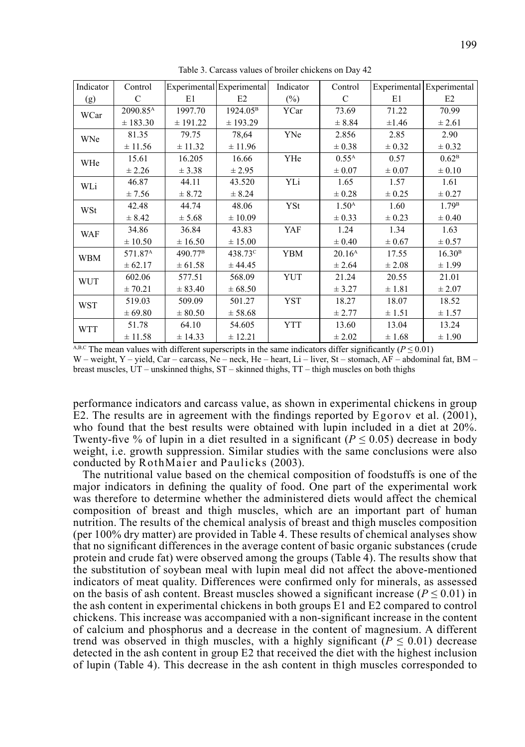Table 3. Carcass values of broiler chickens on Day 42

| Indicator (g) | Control C | Experimental E1 | Experimental E2 | Indicator (%) | Control C | Experimental E1 | Experimental E2 |
|---|---|---|---|---|---|---|---|
| WCar | 2090.85[A] ± 183.30 | 1997.70 ± 191.22 | 1924.05[B] ± 193.29 | YCar | 73.69 ± 8.84 | 71.22 ±1.46 | 70.99 ± 2.61 |
| WNe | 81.35 ± 11.56 | 79.75 ± 11.32 | 78,64 ± 11.96 | YNe | 2.856 ± 0.38 | 2.85 ± 0.32 | 2.90 ± 0.32 |
| WHe | 15.61 ± 2.26 | 16.205 ± 3.38 | 16.66 ± 2.95 | YHe | 0.55[A] ± 0.07 | 0.57 ± 0.07 | 0.62[B] ± 0.10 |
| WLi | 46.87 ± 7.56 | 44.11 ± 8.72 | 43.520 ± 8.24 | YLi | 1.65 ± 0.28 | 1.57 ± 0.25 | 1.61 ± 0.27 |
| WSt | 42.48 ± 8.42 | 44.74 ± 5.68 | 48.06 ± 10.09 | YSt | 1.50[A] ± 0.33 | 1.60 ± 0.23 | 1.79[B] ± 0.40 |
| WAF | 34.86 ± 10.50 | 36.84 ± 16.50 | 43.83 ± 15.00 | YAF | 1.24 ± 0.40 | 1.34 ± 0.67 | 1.63 ± 0.57 |
| WBM | 571.87[A] ± 62.17 | 490.77[B] ± 61.58 | 438.73[C] ± 44.45 | YBM | 20.16[A] ± 2.64 | 17.55 ± 2.08 | 16.30[B] ± 1.99 |
| WUT | 602.06 ± 70.21 | 577.51 ± 83.40 | 568.09 ± 68.50 | YUT | 21.24 ± 3.27 | 20.55 ± 1.81 | 21.01 ± 2.07 |
| WST | 519.03 ± 69.80 | 509.09 ± 80.50 | 501.27 ± 58.68 | YST | 18.27 ± 2.77 | 18.07 ± 1.51 | 18.52 ± 1.57 |
| WTT | 51.78 ± 11.58 | 64.10 ± 14.33 | 54.605 ± 12.21 | YTT | 13.60 ± 2.02 | 13.04 ± 1.68 | 13.24 ± 1.90 |

[A,B,C] The mean values with different superscripts in the same indicators differ significantly ($P \leq 0.01$)
W – weight, Y – yield, Car – carcass, Ne – neck, He – heart, Li – liver, St – stomach, AF – abdominal fat, BM – breast muscles, UT – unskinned thighs, ST – skinned thighs, TT – thigh muscles on both thighs

performance indicators and carcass value, as shown in experimental chickens in group E2. The results are in agreement with the findings reported by Egorov et al. (2001), who found that the best results were obtained with lupin included in a diet at 20%. Twenty-five % of lupin in a diet resulted in a significant ($P \leq 0.05$) decrease in body weight, i.e. growth suppression. Similar studies with the same conclusions were also conducted by RothMaier and Paulicks (2003).

The nutritional value based on the chemical composition of foodstuffs is one of the major indicators in defining the quality of food. One part of the experimental work was therefore to determine whether the administered diets would affect the chemical composition of breast and thigh muscles, which are an important part of human nutrition. The results of the chemical analysis of breast and thigh muscles composition (per 100% dry matter) are provided in Table 4. These results of chemical analyses show that no significant differences in the average content of basic organic substances (crude protein and crude fat) were observed among the groups (Table 4). The results show that the substitution of soybean meal with lupin meal did not affect the above-mentioned indicators of meat quality. Differences were confirmed only for minerals, as assessed on the basis of ash content. Breast muscles showed a significant increase ($P \leq 0.01$) in the ash content in experimental chickens in both groups E1 and E2 compared to control chickens. This increase was accompanied with a non-significant increase in the content of calcium and phosphorus and a decrease in the content of magnesium. A different trend was observed in thigh muscles, with a highly significant ($P \leq 0.01$) decrease detected in the ash content in group E2 that received the diet with the highest inclusion of lupin (Table 4). This decrease in the ash content in thigh muscles corresponded to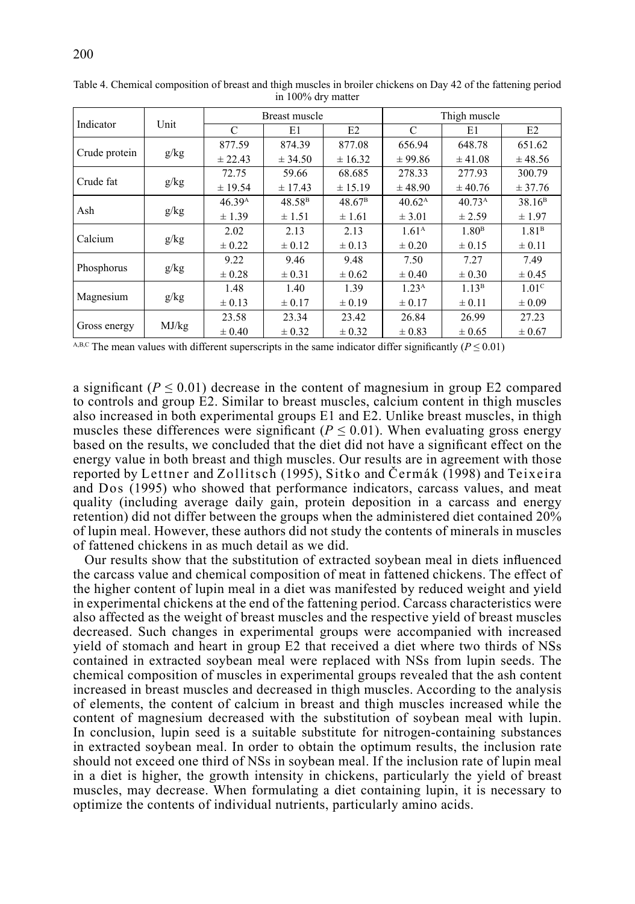Table 4. Chemical composition of breast and thigh muscles in broiler chickens on Day 42 of the fattening period in 100% dry matter

| Indicator | Unit | Breast muscle | | | Thigh muscle | | |
|---|---|---|---|---|---|---|---|
| | | C | E1 | E2 | C | E1 | E2 |
| Crude protein | g/kg | 877.59 ± 22.43 | 874.39 ± 34.50 | 877.08 ± 16.32 | 656.94 ± 99.86 | 648.78 ± 41.08 | 651.62 ± 48.56 |
| Crude fat | g/kg | 72.75 ± 19.54 | 59.66 ± 17.43 | 68.685 ± 15.19 | 278.33 ± 48.90 | 277.93 ± 40.76 | 300.79 ± 37.76 |
| Ash | g/kg | $46.39^{A}$ ± 1.39 | $48.58^{B}$ ± 1.51 | $48.67^{B}$ ± 1.61 | $40.62^{A}$ ± 3.01 | $40.73^{A}$ ± 2.59 | $38.16^{B}$ ± 1.97 |
| Calcium | g/kg | 2.02 ± 0.22 | 2.13 ± 0.12 | 2.13 ± 0.13 | $1.61^{A}$ ± 0.20 | $1.80^{B}$ ± 0.15 | $1.81^{B}$ ± 0.11 |
| Phosphorus | g/kg | 9.22 ± 0.28 | 9.46 ± 0.31 | 9.48 ± 0.62 | 7.50 ± 0.40 | 7.27 ± 0.30 | 7.49 ± 0.45 |
| Magnesium | g/kg | 1.48 ± 0.13 | 1.40 ± 0.17 | 1.39 ± 0.19 | $1.23^{A}$ ± 0.17 | $1.13^{B}$ ± 0.11 | $1.01^{C}$ ± 0.09 |
| Gross energy | MJ/kg | 23.58 ± 0.40 | 23.34 ± 0.32 | 23.42 ± 0.32 | 26.84 ± 0.83 | 26.99 ± 0.65 | 27.23 ± 0.67 |

[A,B,C] The mean values with different superscripts in the same indicator differ significantly ($P \leq 0.01$)

a significant ($P \leq 0.01$) decrease in the content of magnesium in group E2 compared to controls and group E2. Similar to breast muscles, calcium content in thigh muscles also increased in both experimental groups E1 and E2. Unlike breast muscles, in thigh muscles these differences were significant ($P \leq 0.01$). When evaluating gross energy based on the results, we concluded that the diet did not have a significant effect on the energy value in both breast and thigh muscles. Our results are in agreement with those reported by Lettner and Zollitsch (1995), Sitko and Čermák (1998) and Teixeira and Dos (1995) who showed that performance indicators, carcass values, and meat quality (including average daily gain, protein deposition in a carcass and energy retention) did not differ between the groups when the administered diet contained 20% of lupin meal. However, these authors did not study the contents of minerals in muscles of fattened chickens in as much detail as we did.

Our results show that the substitution of extracted soybean meal in diets influenced the carcass value and chemical composition of meat in fattened chickens. The effect of the higher content of lupin meal in a diet was manifested by reduced weight and yield in experimental chickens at the end of the fattening period. Carcass characteristics were also affected as the weight of breast muscles and the respective yield of breast muscles decreased. Such changes in experimental groups were accompanied with increased yield of stomach and heart in group E2 that received a diet where two thirds of NSs contained in extracted soybean meal were replaced with NSs from lupin seeds. The chemical composition of muscles in experimental groups revealed that the ash content increased in breast muscles and decreased in thigh muscles. According to the analysis of elements, the content of calcium in breast and thigh muscles increased while the content of magnesium decreased with the substitution of soybean meal with lupin. In conclusion, lupin seed is a suitable substitute for nitrogen-containing substances in extracted soybean meal. In order to obtain the optimum results, the inclusion rate should not exceed one third of NSs in soybean meal. If the inclusion rate of lupin meal in a diet is higher, the growth intensity in chickens, particularly the yield of breast muscles, may decrease. When formulating a diet containing lupin, it is necessary to optimize the contents of individual nutrients, particularly amino acids.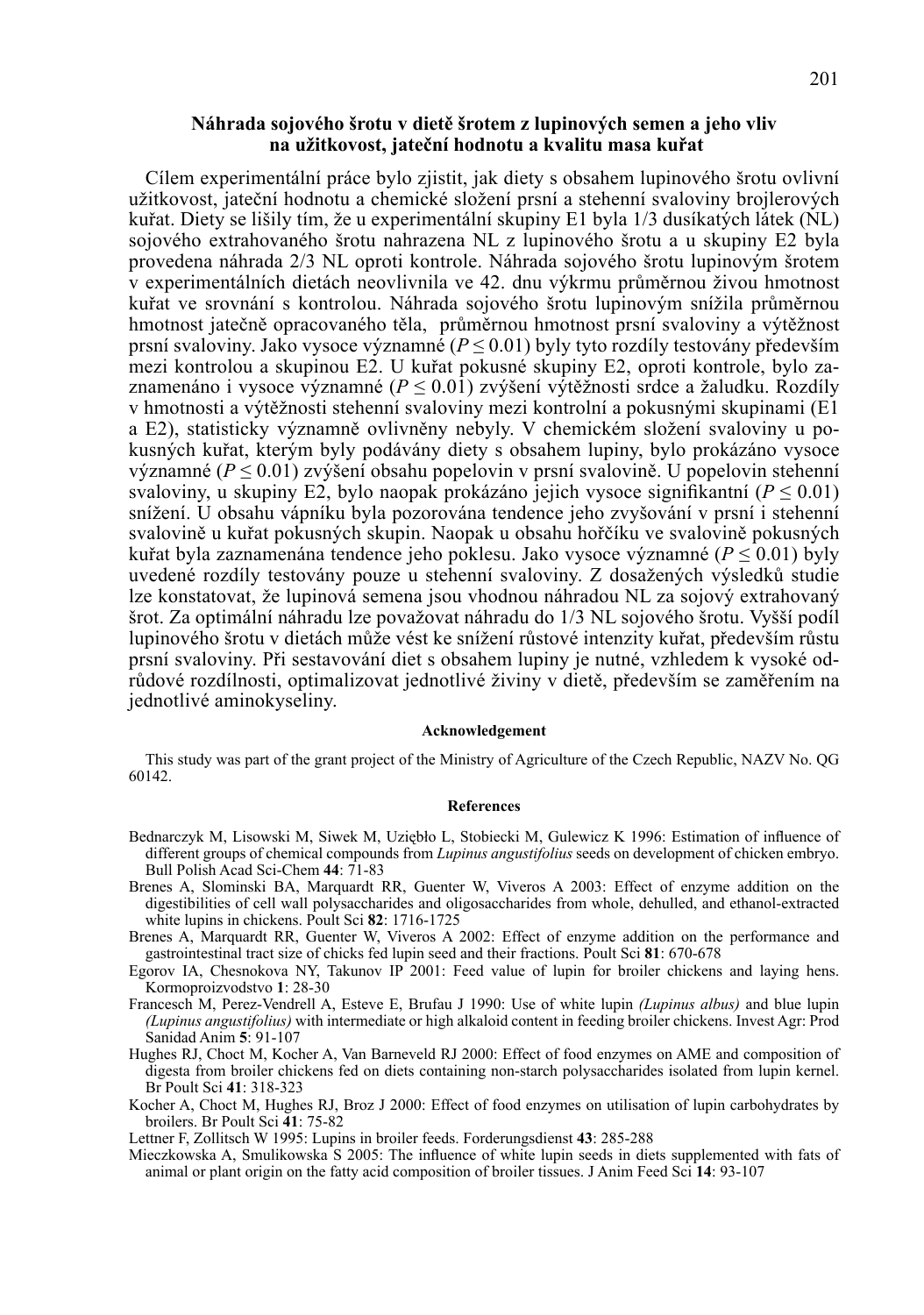## Náhrada sojového šrotu v dietě šrotem z lupinových semen a jeho vliv na užitkovost, jateční hodnotu a kvalitu masa kuřat

Cílem experimentální práce bylo zjistit, jak diety s obsahem lupinového šrotu ovlivní užitkovost, jateční hodnotu a chemické složení prsní a stehenní svaloviny brojlerových kuřat. Diety se lišily tím, že u experimentální skupiny E1 byla 1/3 dusíkatých látek (NL) sojového extrahovaného šrotu nahrazena NL z lupinového šrotu a u skupiny E2 byla provedena náhrada 2/3 NL oproti kontrole. Náhrada sojového šrotu lupinovým šrotem v experimentálních dietách neovlivnila ve 42. dnu výkrmu průměrnou živou hmotnost kuřat ve srovnání s kontrolou. Náhrada sojového šrotu lupinovým snížila průměrnou hmotnost jatečně opracovaného těla, průměrnou hmotnost prsní svaloviny a výtěžnost prsní svaloviny. Jako vysoce významné ($P \leq 0.01$) byly tyto rozdíly testovány především mezi kontrolou a skupinou E2. U kuřat pokusné skupiny E2, oproti kontrole, bylo zaznamenáno i vysoce významné ($P \leq 0.01$) zvýšení výtěžnosti srdce a žaludku. Rozdíly v hmotnosti a výtěžnosti stehenní svaloviny mezi kontrolní a pokusnými skupinami (E1 a E2), statisticky významně ovlivněny nebyly. V chemickém složení svaloviny u pokusných kuřat, kterým byly podávány diety s obsahem lupiny, bylo prokázáno vysoce významné ($P \leq 0.01$) zvýšení obsahu popelovin v prsní svalovině. U popelovin stehenní svaloviny, u skupiny E2, bylo naopak prokázáno jejich vysoce signifikantní ($P \leq 0.01$) snížení. U obsahu vápníku byla pozorována tendence jeho zvyšování v prsní i stehenní svalovině u kuřat pokusných skupin. Naopak u obsahu hořčíku ve svalovině pokusných kuřat byla zaznamenána tendence jeho poklesu. Jako vysoce významné ($P \leq 0.01$) byly uvedené rozdíly testovány pouze u stehenní svaloviny. Z dosažených výsledků studie lze konstatovat, že lupinová semena jsou vhodnou náhradou NL za sojový extrahovaný šrot. Za optimální náhradu lze považovat náhradu do 1/3 NL sojového šrotu. Vyšší podíl lupinového šrotu v dietách může vést ke snížení růstové intenzity kuřat, především růstu prsní svaloviny. Při sestavování diet s obsahem lupiny je nutné, vzhledem k vysoké odrůdové rozdílnosti, optimalizovat jednotlivé živiny v dietě, především se zaměřením na jednotlivé aminokyseliny.

### Acknowledgement

This study was part of the grant project of the Ministry of Agriculture of the Czech Republic, NAZV No. QG 60142.

### References

Bednarczyk M, Lisowski M, Siwek M, Uziębło L, Stobiecki M, Gulewicz K 1996: Estimation of influence of different groups of chemical compounds from *Lupinus angustifolius* seeds on development of chicken embryo. Bull Polish Acad Sci-Chem **44**: 71-83

Brenes A, Slominski BA, Marquardt RR, Guenter W, Viveros A 2003: Effect of enzyme addition on the digestibilities of cell wall polysaccharides and oligosaccharides from whole, dehulled, and ethanol-extracted white lupins in chickens. Poult Sci **82**: 1716-1725

Brenes A, Marquardt RR, Guenter W, Viveros A 2002: Effect of enzyme addition on the performance and gastrointestinal tract size of chicks fed lupin seed and their fractions. Poult Sci **81**: 670-678

Egorov IA, Chesnokova NY, Takunov IP 2001: Feed value of lupin for broiler chickens and laying hens. Kormoproizvodstvo **1**: 28-30

Francesch M, Perez-Vendrell A, Esteve E, Brufau J 1990: Use of white lupin *(Lupinus albus)* and blue lupin *(Lupinus angustifolius)* with intermediate or high alkaloid content in feeding broiler chickens. Invest Agr: Prod Sanidad Anim **5**: 91-107

Hughes RJ, Choct M, Kocher A, Van Barneveld RJ 2000: Effect of food enzymes on AME and composition of digesta from broiler chickens fed on diets containing non-starch polysaccharides isolated from lupin kernel. Br Poult Sci **41**: 318-323

Kocher A, Choct M, Hughes RJ, Broz J 2000: Effect of food enzymes on utilisation of lupin carbohydrates by broilers. Br Poult Sci **41**: 75-82

Lettner F, Zollitsch W 1995: Lupins in broiler feeds. Forderungsdienst **43**: 285-288

Mieczkowska A, Smulikowska S 2005: The influence of white lupin seeds in diets supplemented with fats of animal or plant origin on the fatty acid composition of broiler tissues. J Anim Feed Sci **14**: 93-107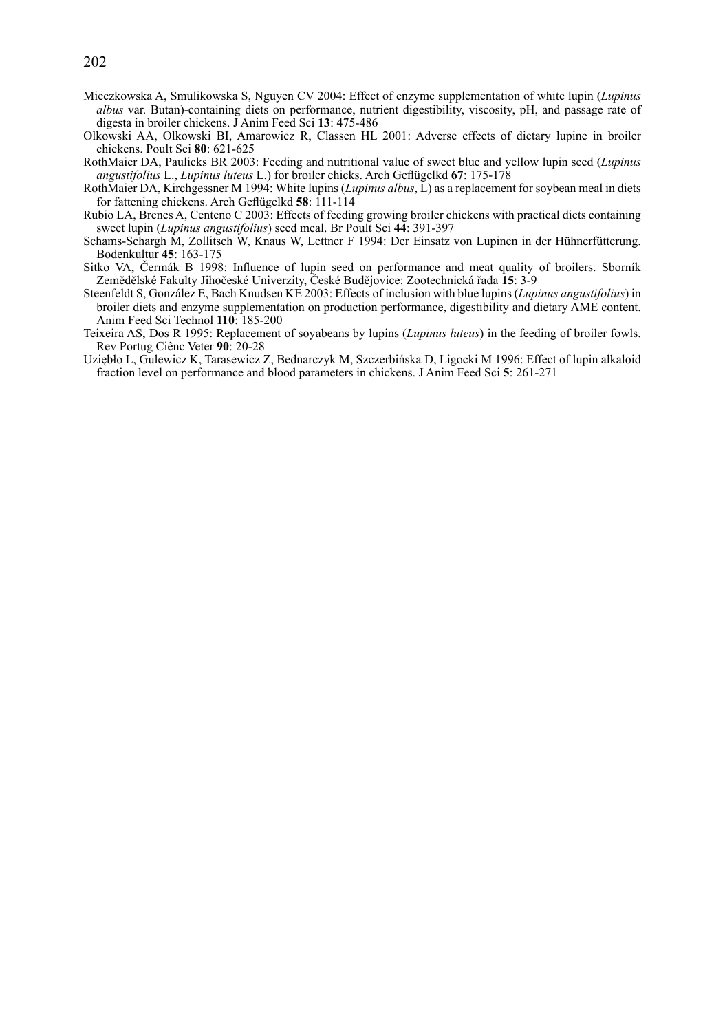Mieczkowska A, Smulikowska S, Nguyen CV 2004: Effect of enzyme supplementation of white lupin (*Lupinus albus* var. Butan)-containing diets on performance, nutrient digestibility, viscosity, pH, and passage rate of digesta in broiler chickens. J Anim Feed Sci **13**: 475-486

Olkowski AA, Olkowski BI, Amarowicz R, Classen HL 2001: Adverse effects of dietary lupine in broiler chickens. Poult Sci **80**: 621-625

RothMaier DA, Paulicks BR 2003: Feeding and nutritional value of sweet blue and yellow lupin seed (*Lupinus angustifolius* L., *Lupinus luteus* L.) for broiler chicks. Arch Geflügelkd **67**: 175-178

RothMaier DA, Kirchgessner M 1994: White lupins (*Lupinus albus*, L) as a replacement for soybean meal in diets for fattening chickens. Arch Geflügelkd **58**: 111-114

Rubio LA, Brenes A, Centeno C 2003: Effects of feeding growing broiler chickens with practical diets containing sweet lupin (*Lupinus angustifolius*) seed meal. Br Poult Sci **44**: 391-397

Schams-Schargh M, Zollitsch W, Knaus W, Lettner F 1994: Der Einsatz von Lupinen in der Hühnerfütterung. Bodenkultur **45**: 163-175

Sitko VA, Čermák B 1998: Influence of lupin seed on performance and meat quality of broilers. Sborník Zemědělské Fakulty Jihočeské Univerzity, České Budějovice: Zootechnická řada **15**: 3-9

Steenfeldt S, González E, Bach Knudsen KE 2003: Effects of inclusion with blue lupins (*Lupinus angustifolius*) in broiler diets and enzyme supplementation on production performance, digestibility and dietary AME content. Anim Feed Sci Technol **110**: 185-200

Teixeira AS, Dos R 1995: Replacement of soyabeans by lupins (*Lupinus luteus*) in the feeding of broiler fowls. Rev Portug Ciênc Veter **90**: 20-28

Uziębło L, Gulewicz K, Tarasewicz Z, Bednarczyk M, Szczerbińska D, Ligocki M 1996: Effect of lupin alkaloid fraction level on performance and blood parameters in chickens. J Anim Feed Sci **5**: 261-271